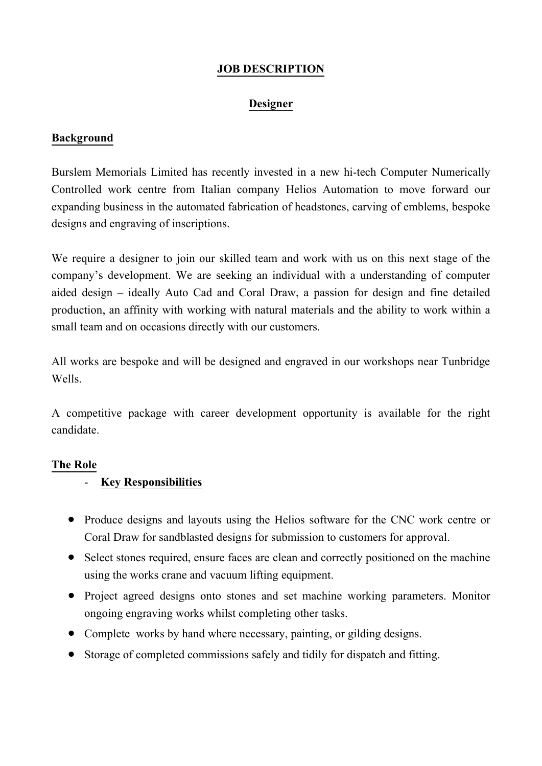# JOB DESCRIPTION

## Designer

### Background

Burslem Memorials Limited has recently invested in a new hi-tech Computer Numerically Controlled work centre from Italian company Helios Automation to move forward our expanding business in the automated fabrication of headstones, carving of emblems, bespoke designs and engraving of inscriptions.

We require a designer to join our skilled team and work with us on this next stage of the company's development. We are seeking an individual with a understanding of computer aided design – ideally Auto Cad and Coral Draw, a passion for design and fine detailed production, an affinity with working with natural materials and the ability to work within a small team and on occasions directly with our customers.

All works are bespoke and will be designed and engraved in our workshops near Tunbridge Wells.

A competitive package with career development opportunity is available for the right candidate.

### The Role

- **Key Responsibilities**

- Produce designs and layouts using the Helios software for the CNC work centre or Coral Draw for sandblasted designs for submission to customers for approval.
- Select stones required, ensure faces are clean and correctly positioned on the machine using the works crane and vacuum lifting equipment.
- Project agreed designs onto stones and set machine working parameters. Monitor ongoing engraving works whilst completing other tasks.
- Complete works by hand where necessary, painting, or gilding designs.
- Storage of completed commissions safely and tidily for dispatch and fitting.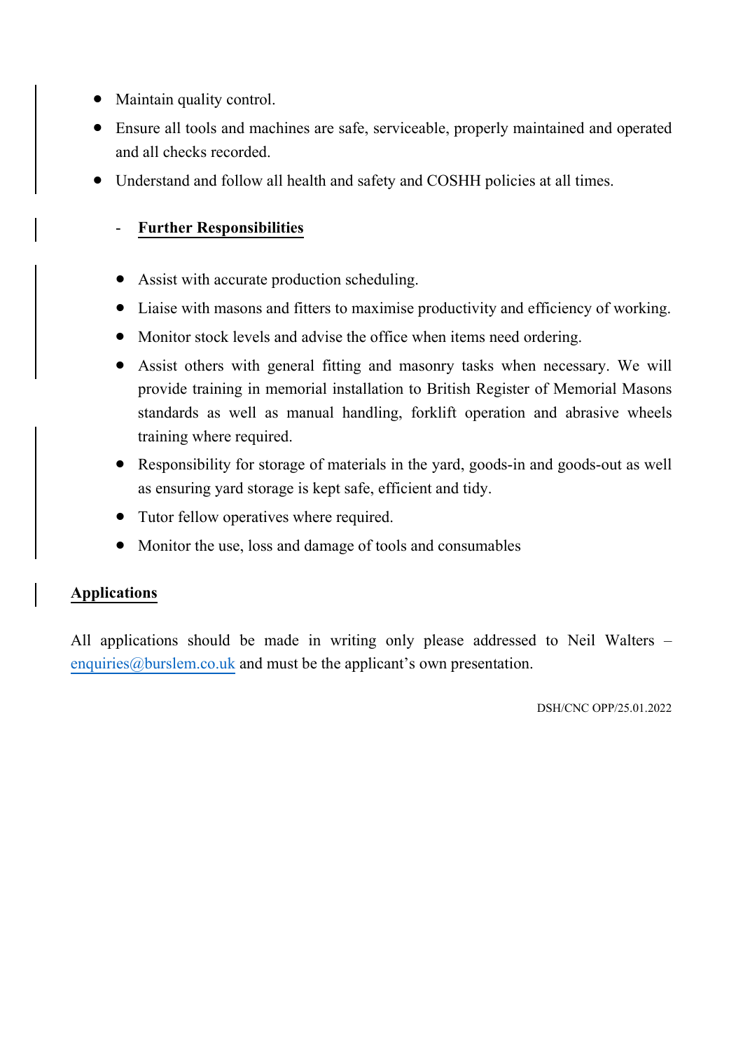- Maintain quality control.
- Ensure all tools and machines are safe, serviceable, properly maintained and operated and all checks recorded.
- Understand and follow all health and safety and COSHH policies at all times.

  - **Further Responsibilities**

  - Assist with accurate production scheduling.
  - Liaise with masons and fitters to maximise productivity and efficiency of working.
  - Monitor stock levels and advise the office when items need ordering.
  - Assist others with general fitting and masonry tasks when necessary. We will provide training in memorial installation to British Register of Memorial Masons standards as well as manual handling, forklift operation and abrasive wheels training where required.
  - Responsibility for storage of materials in the yard, goods-in and goods-out as well as ensuring yard storage is kept safe, efficient and tidy.
  - Tutor fellow operatives where required.
  - Monitor the use, loss and damage of tools and consumables

**Applications**

All applications should be made in writing only please addressed to Neil Walters – enquiries@burslem.co.uk and must be the applicant's own presentation.

DSH/CNC OPP/25.01.2022